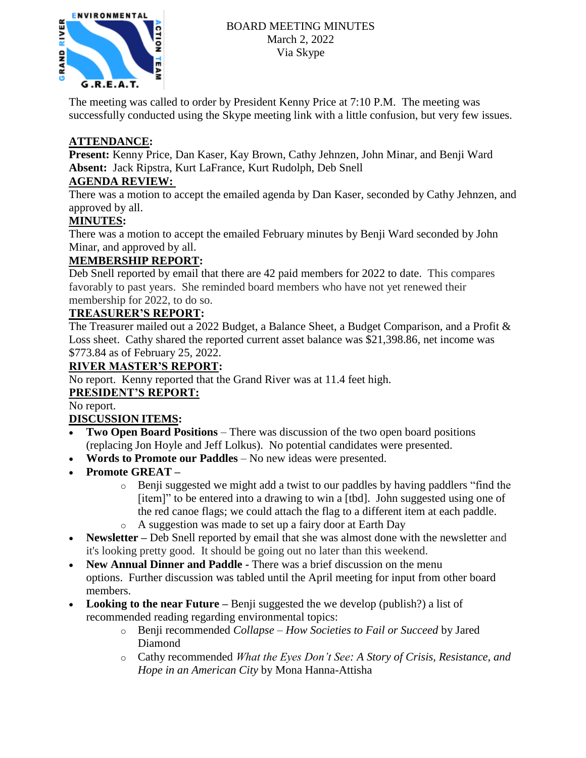BOARD MEETING MINUTES
March 2, 2022
Via Skype

The meeting was called to order by President Kenny Price at 7:10 P.M. The meeting was successfully conducted using the Skype meeting link with a little confusion, but very few issues.

## ATTENDANCE:

**Present:** Kenny Price, Dan Kaser, Kay Brown, Cathy Jehnzen, John Minar, and Benji Ward
**Absent:** Jack Ripstra, Kurt LaFrance, Kurt Rudolph, Deb Snell

## AGENDA REVIEW:

There was a motion to accept the emailed agenda by Dan Kaser, seconded by Cathy Jehnzen, and approved by all.

## MINUTES:

There was a motion to accept the emailed February minutes by Benji Ward seconded by John Minar, and approved by all.

## MEMBERSHIP REPORT:

Deb Snell reported by email that there are 42 paid members for 2022 to date. This compares favorably to past years. She reminded board members who have not yet renewed their membership for 2022, to do so.

## TREASURER'S REPORT:

The Treasurer mailed out a 2022 Budget, a Balance Sheet, a Budget Comparison, and a Profit & Loss sheet. Cathy shared the reported current asset balance was $21,398.86, net income was $773.84 as of February 25, 2022.

## RIVER MASTER'S REPORT:

No report. Kenny reported that the Grand River was at 11.4 feet high.

## PRESIDENT'S REPORT:

No report.

## DISCUSSION ITEMS:

- **Two Open Board Positions** – There was discussion of the two open board positions (replacing Jon Hoyle and Jeff Lolkus). No potential candidates were presented.
- **Words to Promote our Paddles** – No new ideas were presented.
- **Promote GREAT –**
  - Benji suggested we might add a twist to our paddles by having paddlers "find the [item]" to be entered into a drawing to win a [tbd]. John suggested using one of the red canoe flags; we could attach the flag to a different item at each paddle.
  - A suggestion was made to set up a fairy door at Earth Day
- **Newsletter –** Deb Snell reported by email that she was almost done with the newsletter and it's looking pretty good. It should be going out no later than this weekend.
- **New Annual Dinner and Paddle -** There was a brief discussion on the menu options. Further discussion was tabled until the April meeting for input from other board members.
- **Looking to the near Future –** Benji suggested the we develop (publish?) a list of recommended reading regarding environmental topics:
  - Benji recommended *Collapse – How Societies to Fail or Succeed* by Jared Diamond
  - Cathy recommended *What the Eyes Don't See: A Story of Crisis, Resistance, and Hope in an American City* by Mona Hanna-Attisha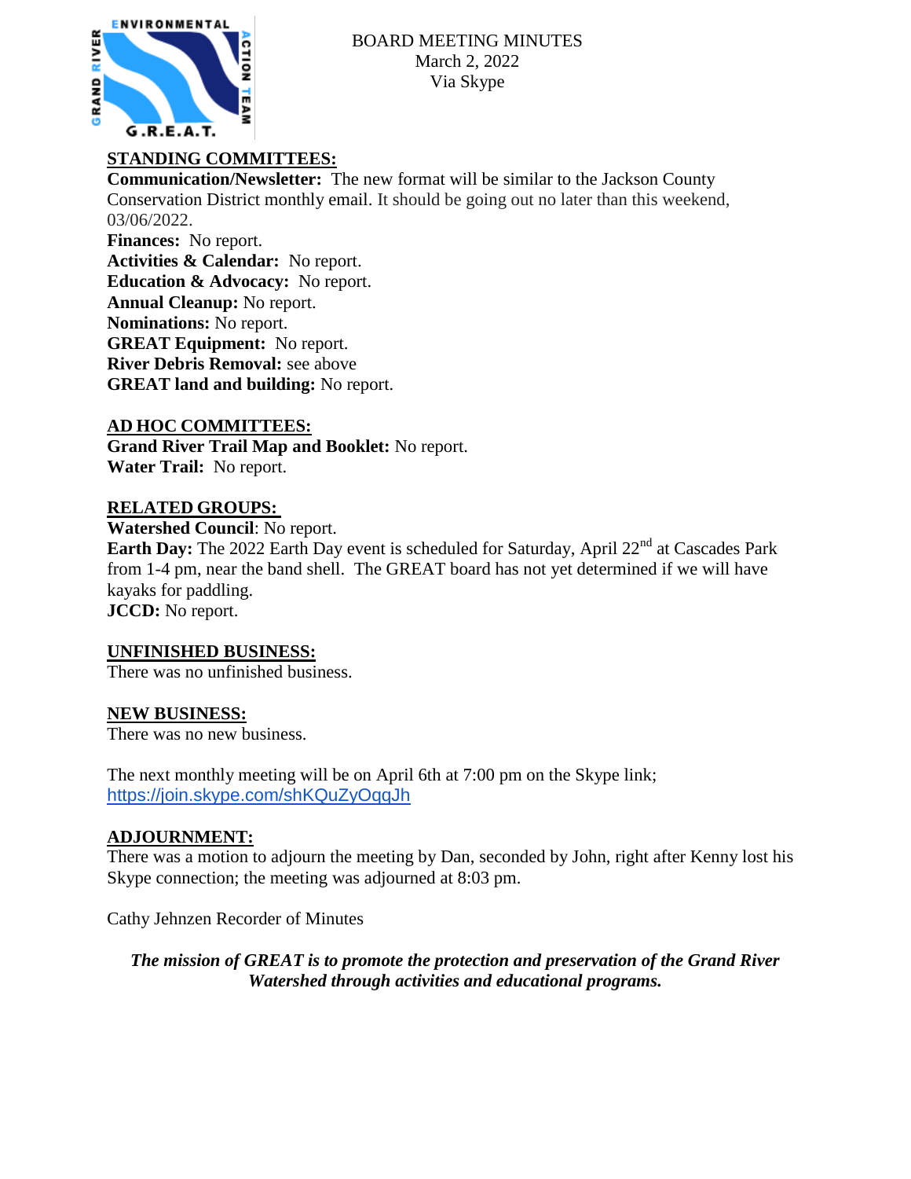BOARD MEETING MINUTES
March 2, 2022
Via Skype

## STANDING COMMITTEES:

**Communication/Newsletter:** The new format will be similar to the Jackson County Conservation District monthly email. It should be going out no later than this weekend, 03/06/2022.
**Finances:** No report.
**Activities & Calendar:** No report.
**Education & Advocacy:** No report.
**Annual Cleanup:** No report.
**Nominations:** No report.
**GREAT Equipment:** No report.
**River Debris Removal:** see above
**GREAT land and building:** No report.

## AD HOC COMMITTEES:

**Grand River Trail Map and Booklet:** No report.
**Water Trail:** No report.

## RELATED GROUPS:

**Watershed Council**: No report.
**Earth Day:** The 2022 Earth Day event is scheduled for Saturday, April 22nd at Cascades Park from 1-4 pm, near the band shell. The GREAT board has not yet determined if we will have kayaks for paddling.
**JCCD:** No report.

## UNFINISHED BUSINESS:

There was no unfinished business.

## NEW BUSINESS:

There was no new business.

The next monthly meeting will be on April 6th at 7:00 pm on the Skype link; https://join.skype.com/shKQuZyOqqJh

## ADJOURNMENT:

There was a motion to adjourn the meeting by Dan, seconded by John, right after Kenny lost his Skype connection; the meeting was adjourned at 8:03 pm.

Cathy Jehnzen Recorder of Minutes

***The mission of GREAT is to promote the protection and preservation of the Grand River Watershed through activities and educational programs.***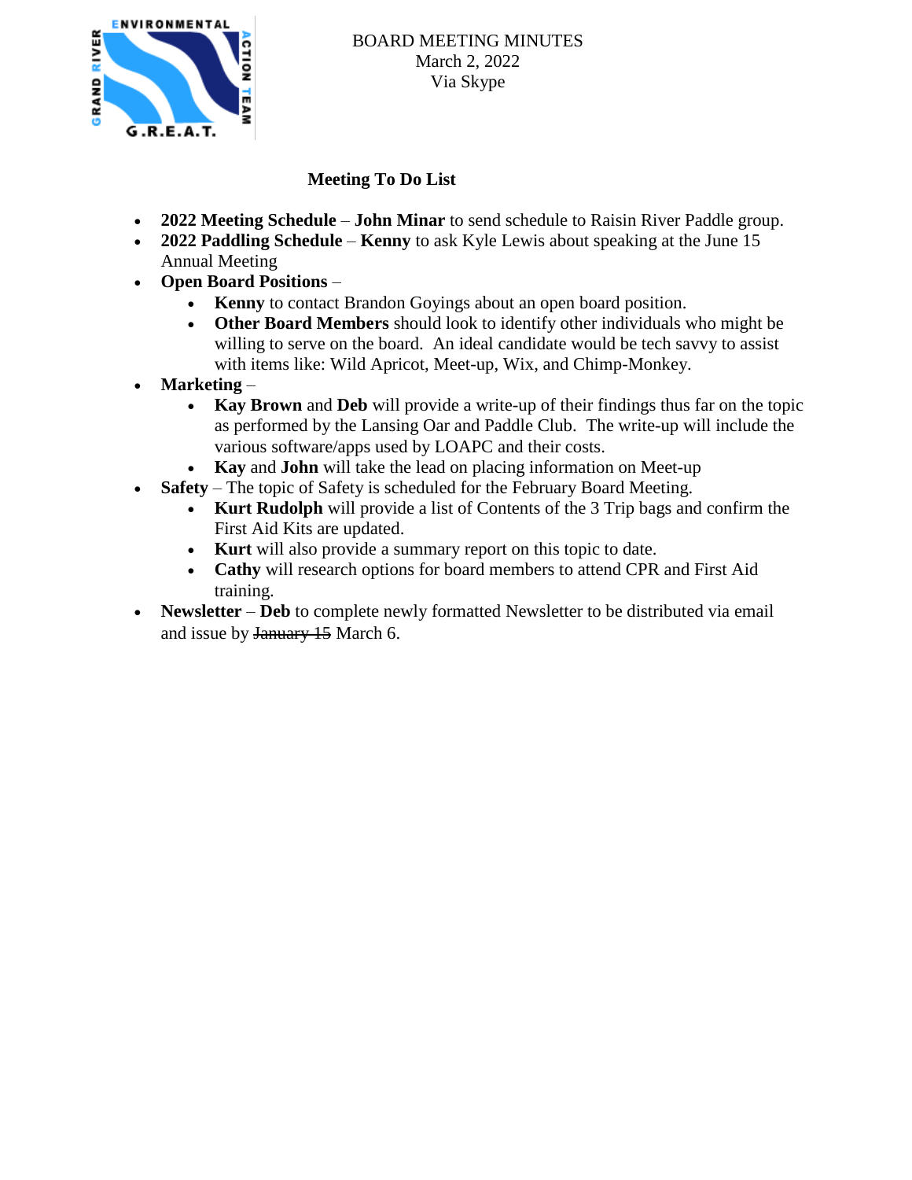BOARD MEETING MINUTES
March 2, 2022
Via Skype

**Meeting To Do List**

- **2022 Meeting Schedule** – **John Minar** to send schedule to Raisin River Paddle group.
- **2022 Paddling Schedule** – **Kenny** to ask Kyle Lewis about speaking at the June 15 Annual Meeting
- **Open Board Positions** –
  - **Kenny** to contact Brandon Goyings about an open board position.
  - **Other Board Members** should look to identify other individuals who might be willing to serve on the board. An ideal candidate would be tech savvy to assist with items like: Wild Apricot, Meet-up, Wix, and Chimp-Monkey.
- **Marketing** –
  - **Kay Brown** and **Deb** will provide a write-up of their findings thus far on the topic as performed by the Lansing Oar and Paddle Club. The write-up will include the various software/apps used by LOAPC and their costs.
  - **Kay** and **John** will take the lead on placing information on Meet-up
- **Safety** – The topic of Safety is scheduled for the February Board Meeting.
  - **Kurt Rudolph** will provide a list of Contents of the 3 Trip bags and confirm the First Aid Kits are updated.
  - **Kurt** will also provide a summary report on this topic to date.
  - **Cathy** will research options for board members to attend CPR and First Aid training.
- **Newsletter** – **Deb** to complete newly formatted Newsletter to be distributed via email and issue by ~~January 15~~ March 6.